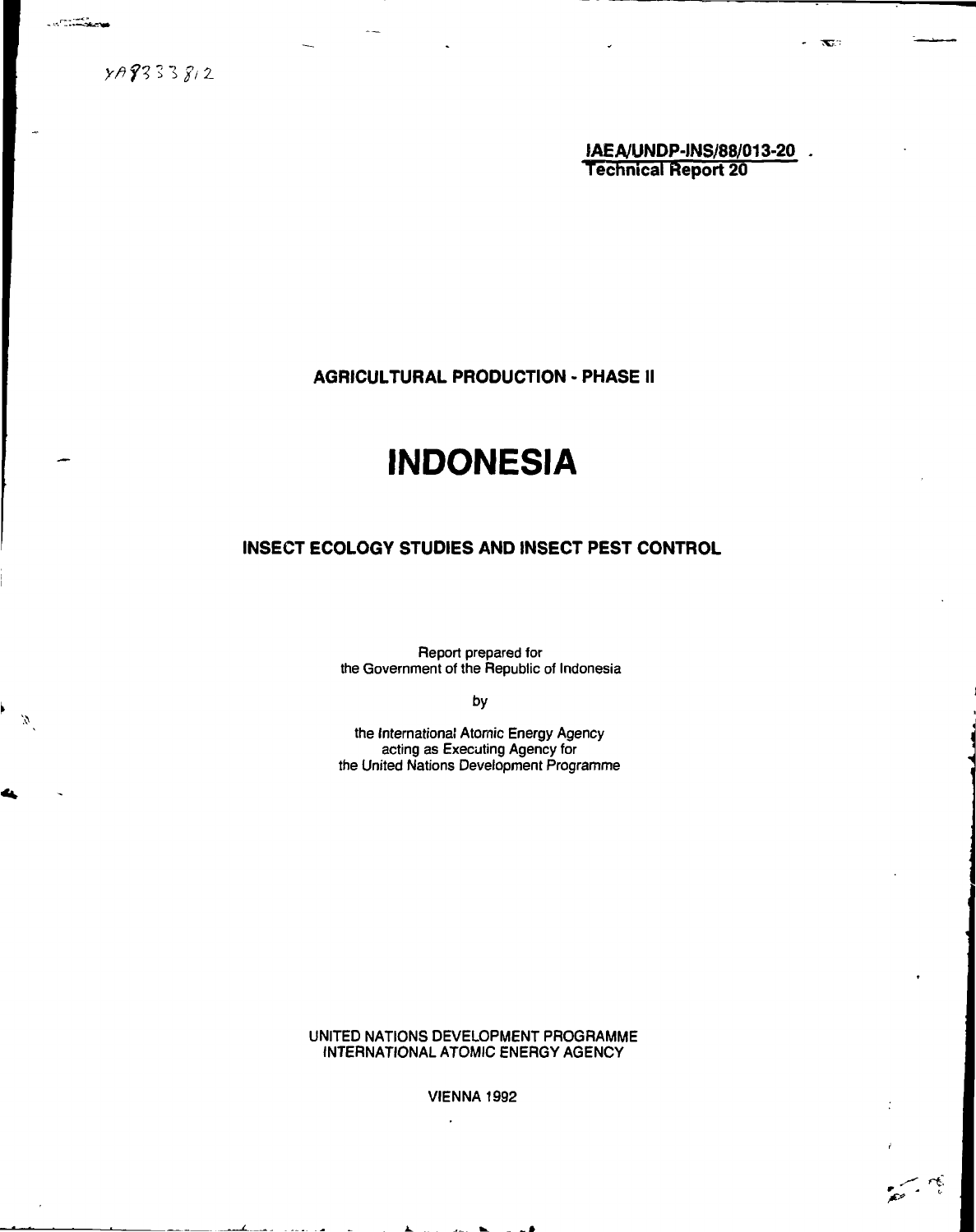XA9333812

**IAEA/UNDP-INS/88/013-20**
**Technical Report 20**

**AGRICULTURAL PRODUCTION - PHASE II**

# INDONESIA

## INSECT ECOLOGY STUDIES AND INSECT PEST CONTROL

Report prepared for
the Government of the Republic of Indonesia

by

the International Atomic Energy Agency
acting as Executing Agency for
the United Nations Development Programme

UNITED NATIONS DEVELOPMENT PROGRAMME
INTERNATIONAL ATOMIC ENERGY AGENCY

VIENNA 1992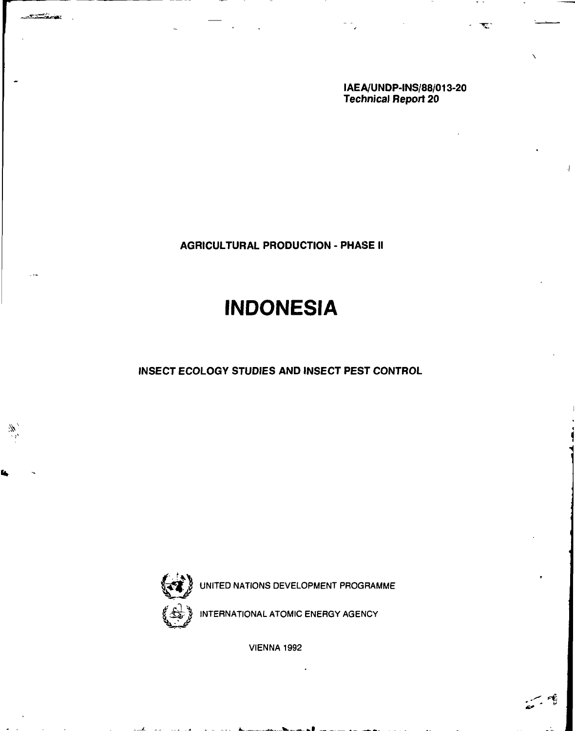**IAEA/UNDP-INS/88/013-20**
***Technical Report 20***

**AGRICULTURAL PRODUCTION - PHASE II**

# INDONESIA

**INSECT ECOLOGY STUDIES AND INSECT PEST CONTROL**

UNITED NATIONS DEVELOPMENT PROGRAMME

INTERNATIONAL ATOMIC ENERGY AGENCY

VIENNA 1992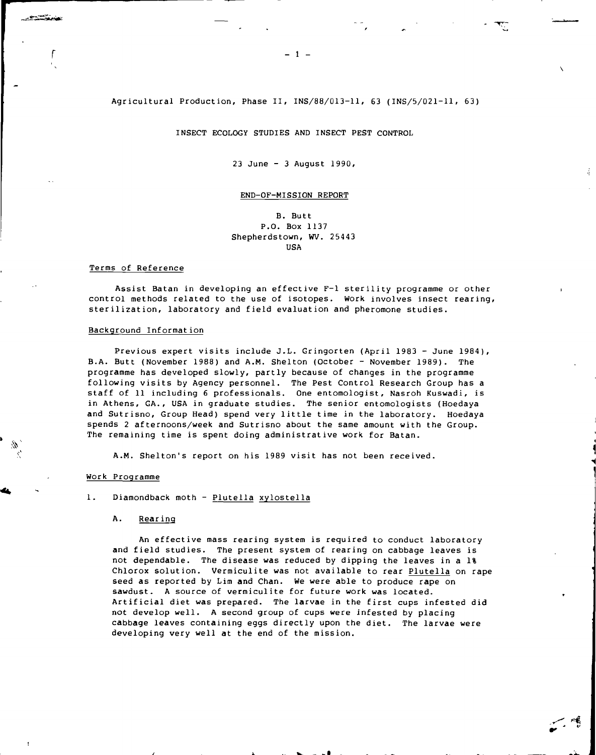Agricultural Production, Phase II, INS/88/013-11, 63 (INS/5/021-11, 63)

INSECT ECOLOGY STUDIES AND INSECT PEST CONTROL

23 June - 3 August 1990,

END-OF-MISSION REPORT

B. Butt
P.O. Box 1137
Shepherdstown, WV. 25443
USA

## Terms of Reference

Assist Batan in developing an effective F-1 sterility programme or other control methods related to the use of isotopes. Work involves insect rearing, sterilization, laboratory and field evaluation and pheromone studies.

## Background Information

Previous expert visits include J.L. Gringorten (April 1983 - June 1984), B.A. Butt (November 1988) and A.M. Shelton (October - November 1989). The programme has developed slowly, partly because of changes in the programme following visits by Agency personnel. The Pest Control Research Group has a staff of 11 including 6 professionals. One entomologist, Nasroh Kuswadi, is in Athens, GA., USA in graduate studies. The senior entomologists (Hoedaya and Sutrisno, Group Head) spend very little time in the laboratory. Hoedaya spends 2 afternoons/week and Sutrisno about the same amount with the Group. The remaining time is spent doing administrative work for Batan.

A.M. Shelton's report on his 1989 visit has not been received.

## Work Programme

1. Diamondback moth - *Plutella xylostella*

### A. Rearing

An effective mass rearing system is required to conduct laboratory and field studies. The present system of rearing on cabbage leaves is not dependable. The disease was reduced by dipping the leaves in a 1% Chlorox solution. Vermiculite was not available to rear *Plutella* on rape seed as reported by Lim and Chan. We were able to produce rape on sawdust. A source of vermiculite for future work was located. Artificial diet was prepared. The larvae in the first cups infested did not develop well. A second group of cups were infested by placing cabbage leaves containing eggs directly upon the diet. The larvae were developing very well at the end of the mission.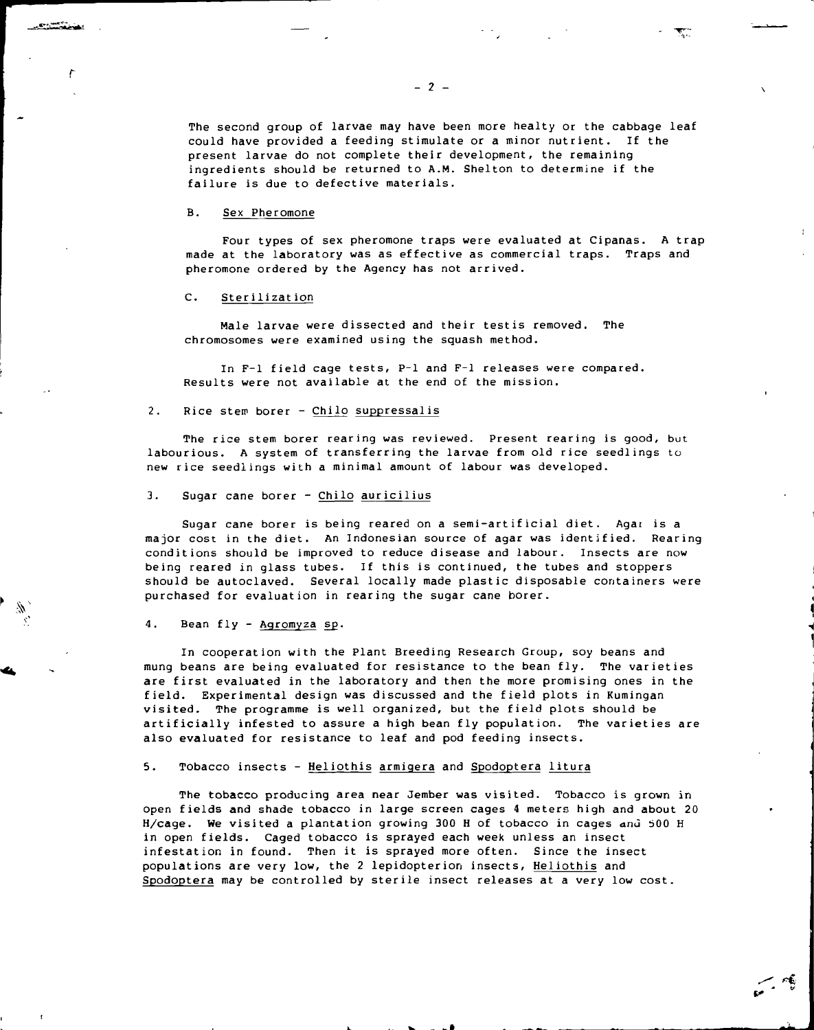The second group of larvae may have been more healty or the cabbage leaf could have provided a feeding stimulate or a minor nutrient. If the present larvae do not complete their development, the remaining ingredients should be returned to A.M. Shelton to determine if the failure is due to defective materials.

### B. Sex Pheromone

Four types of sex pheromone traps were evaluated at Cipanas. A trap made at the laboratory was as effective as commercial traps. Traps and pheromone ordered by the Agency has not arrived.

### C. Sterilization

Male larvae were dissected and their testis removed. The chromosomes were examined using the squash method.

In F-1 field cage tests, P-1 and F-1 releases were compared. Results were not available at the end of the mission.

## 2. Rice stem borer - *Chilo suppressalis*

The rice stem borer rearing was reviewed. Present rearing is good, but labourious. A system of transferring the larvae from old rice seedlings to new rice seedlings with a minimal amount of labour was developed.

## 3. Sugar cane borer - *Chilo auricilius*

Sugar cane borer is being reared on a semi-artificial diet. Agar is a major cost in the diet. An Indonesian source of agar was identified. Rearing conditions should be improved to reduce disease and labour. Insects are now being reared in glass tubes. If this is continued, the tubes and stoppers should be autoclaved. Several locally made plastic disposable containers were purchased for evaluation in rearing the sugar cane borer.

## 4. Bean fly - *Agromyza sp.*

In cooperation with the Plant Breeding Research Group, soy beans and mung beans are being evaluated for resistance to the bean fly. The varieties are first evaluated in the laboratory and then the more promising ones in the field. Experimental design was discussed and the field plots in Kumingan visited. The programme is well organized, but the field plots should be artificially infested to assure a high bean fly population. The varieties are also evaluated for resistance to leaf and pod feeding insects.

## 5. Tobacco insects - *Heliothis armigera* and *Spodoptera litura*

The tobacco producing area near Jember was visited. Tobacco is grown in open fields and shade tobacco in large screen cages 4 meters high and about 20 H/cage. We visited a plantation growing 300 H of tobacco in cages and 500 H in open fields. Caged tobacco is sprayed each week unless an insect infestation in found. Then it is sprayed more often. Since the insect populations are very low, the 2 lepidopterion insects, *Heliothis* and *Spodoptera* may be controlled by sterile insect releases at a very low cost.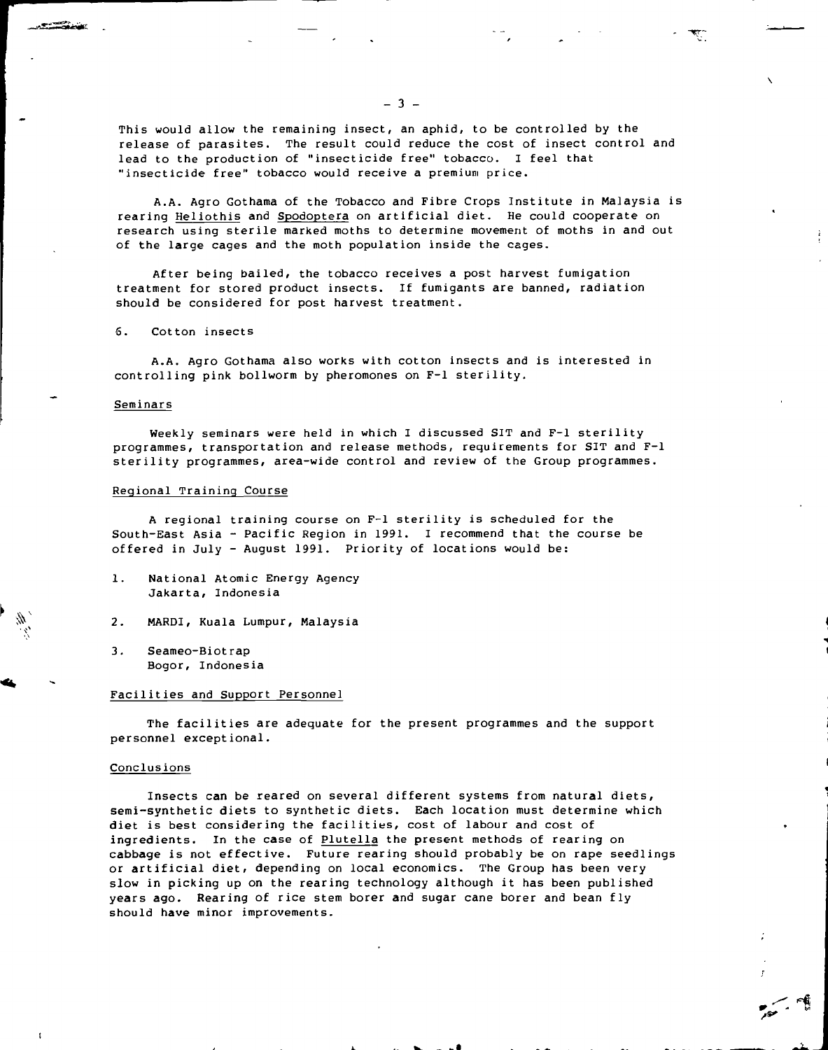This would allow the remaining insect, an aphid, to be controlled by the release of parasites. The result could reduce the cost of insect control and lead to the production of "insecticide free" tobacco. I feel that "insecticide free" tobacco would receive a premium price.

A.A. Agro Gothama of the Tobacco and Fibre Crops Institute in Malaysia is rearing *Heliothis* and *Spodoptera* on artificial diet. He could cooperate on research using sterile marked moths to determine movement of moths in and out of the large cages and the moth population inside the cages.

After being bailed, the tobacco receives a post harvest fumigation treatment for stored product insects. If fumigants are banned, radiation should be considered for post harvest treatment.

6. Cotton insects

A.A. Agro Gothama also works with cotton insects and is interested in controlling pink bollworm by pheromones on F-1 sterility.

## Seminars

Weekly seminars were held in which I discussed SIT and F-1 sterility programmes, transportation and release methods, requirements for SIT and F-1 sterility programmes, area-wide control and review of the Group programmes.

## Regional Training Course

A regional training course on F-1 sterility is scheduled for the South-East Asia - Pacific Region in 1991. I recommend that the course be offered in July - August 1991. Priority of locations would be:

1. National Atomic Energy Agency
   Jakarta, Indonesia

2. MARDI, Kuala Lumpur, Malaysia

3. Seameo-Biotrap
   Bogor, Indonesia

## Facilities and Support Personnel

The facilities are adequate for the present programmes and the support personnel exceptional.

## Conclusions

Insects can be reared on several different systems from natural diets, semi-synthetic diets to synthetic diets. Each location must determine which diet is best considering the facilities, cost of labour and cost of ingredients. In the case of *Plutella* the present methods of rearing on cabbage is not effective. Future rearing should probably be on rape seedlings or artificial diet, depending on local economics. The Group has been very slow in picking up on the rearing technology although it has been published years ago. Rearing of rice stem borer and sugar cane borer and bean fly should have minor improvements.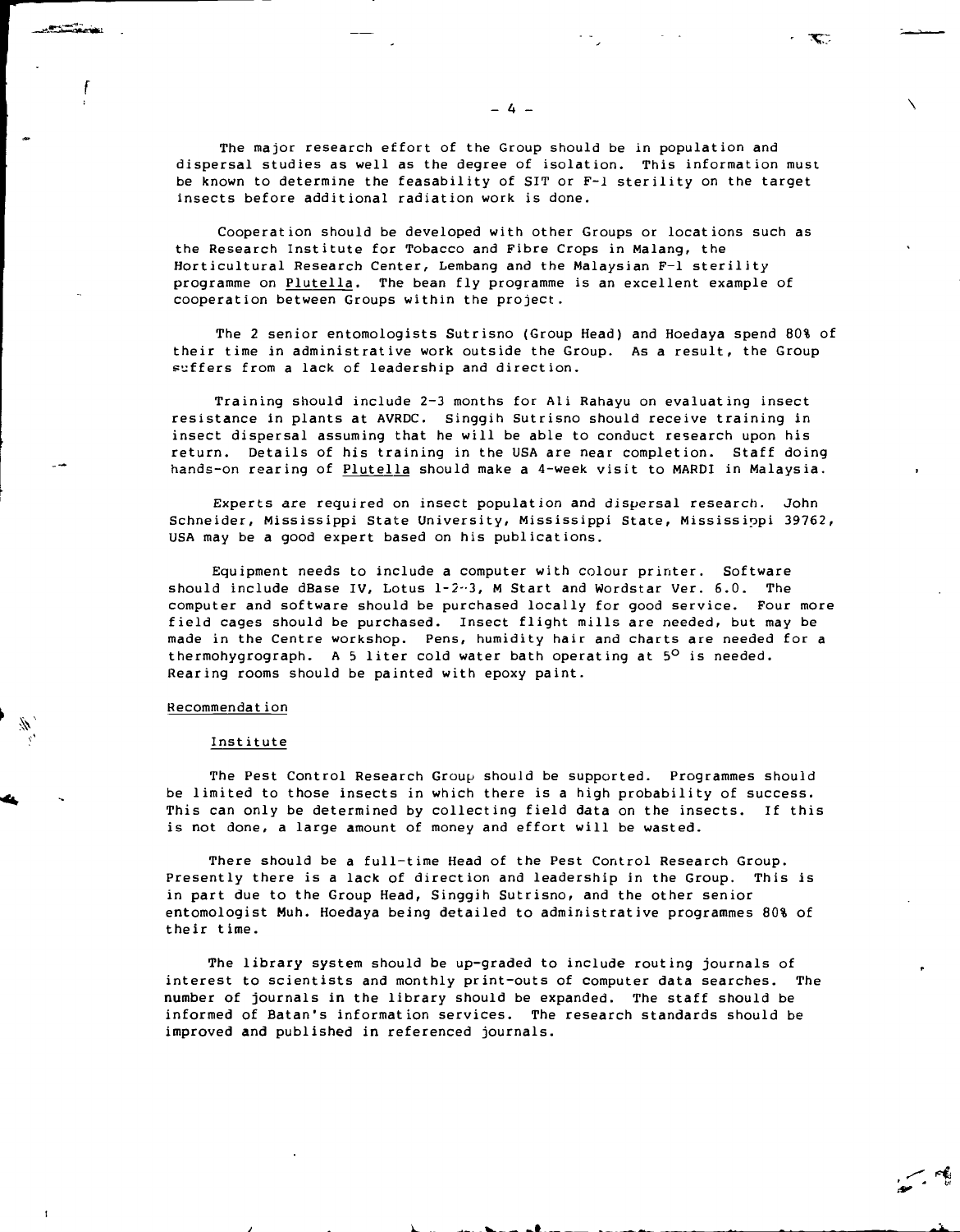The major research effort of the Group should be in population and dispersal studies as well as the degree of isolation. This information must be known to determine the feasability of SIT or F-1 sterility on the target insects before additional radiation work is done.

Cooperation should be developed with other Groups or locations such as the Research Institute for Tobacco and Fibre Crops in Malang, the Horticultural Research Center, Lembang and the Malaysian F-1 sterility programme on Plutella. The bean fly programme is an excellent example of cooperation between Groups within the project.

The 2 senior entomologists Sutrisno (Group Head) and Hoedaya spend 80% of their time in administrative work outside the Group. As a result, the Group suffers from a lack of leadership and direction.

Training should include 2-3 months for Ali Rahayu on evaluating insect resistance in plants at AVRDC. Singgih Sutrisno should receive training in insect dispersal assuming that he will be able to conduct research upon his return. Details of his training in the USA are near completion. Staff doing hands-on rearing of Plutella should make a 4-week visit to MARDI in Malaysia.

Experts are required on insect population and dispersal research. John Schneider, Mississippi State University, Mississippi State, Mississippi 39762, USA may be a good expert based on his publications.

Equipment needs to include a computer with colour printer. Software should include dBase IV, Lotus 1-2-3, M Start and Wordstar Ver. 6.0. The computer and software should be purchased locally for good service. Four more field cages should be purchased. Insect flight mills are needed, but may be made in the Centre workshop. Pens, humidity hair and charts are needed for a thermohygrograph. A 5 liter cold water bath operating at $5^{o}$ is needed. Rearing rooms should be painted with epoxy paint.

## Recommendation

### Institute

The Pest Control Research Group should be supported. Programmes should be limited to those insects in which there is a high probability of success. This can only be determined by collecting field data on the insects. If this is not done, a large amount of money and effort will be wasted.

There should be a full-time Head of the Pest Control Research Group. Presently there is a lack of direction and leadership in the Group. This is in part due to the Group Head, Singgih Sutrisno, and the other senior entomologist Muh. Hoedaya being detailed to administrative programmes 80% of their time.

The library system should be up-graded to include routing journals of interest to scientists and monthly print-outs of computer data searches. The number of journals in the library should be expanded. The staff should be informed of Batan's information services. The research standards should be improved and published in referenced journals.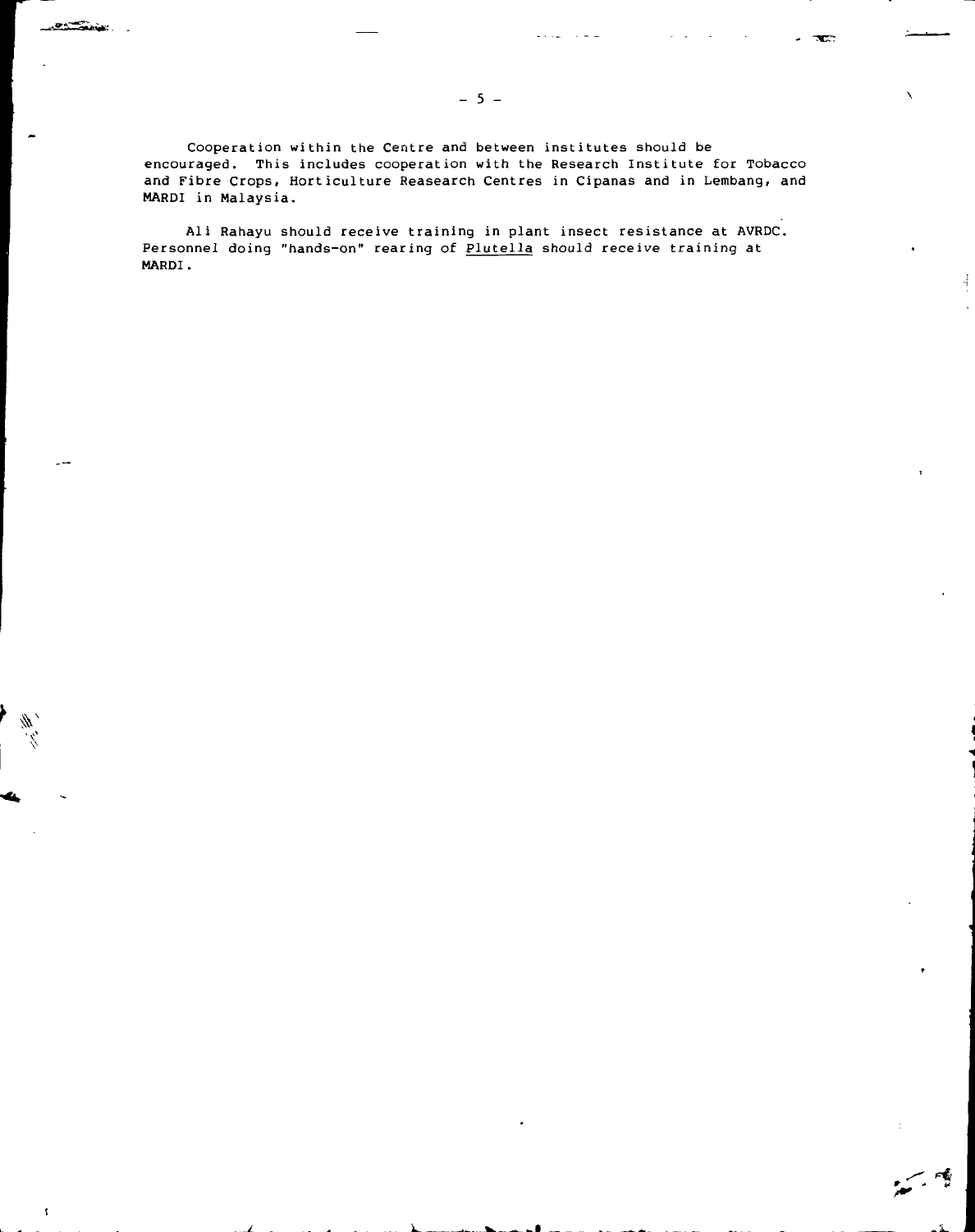Cooperation within the Centre and between institutes should be encouraged. This includes cooperation with the Research Institute for Tobacco and Fibre Crops, Horticulture Reasearch Centres in Cipanas and in Lembang, and MARDI in Malaysia.

Ali Rahayu should receive training in plant insect resistance at AVRDC. Personnel doing "hands-on" rearing of <u>Plutella</u> should receive training at MARDI.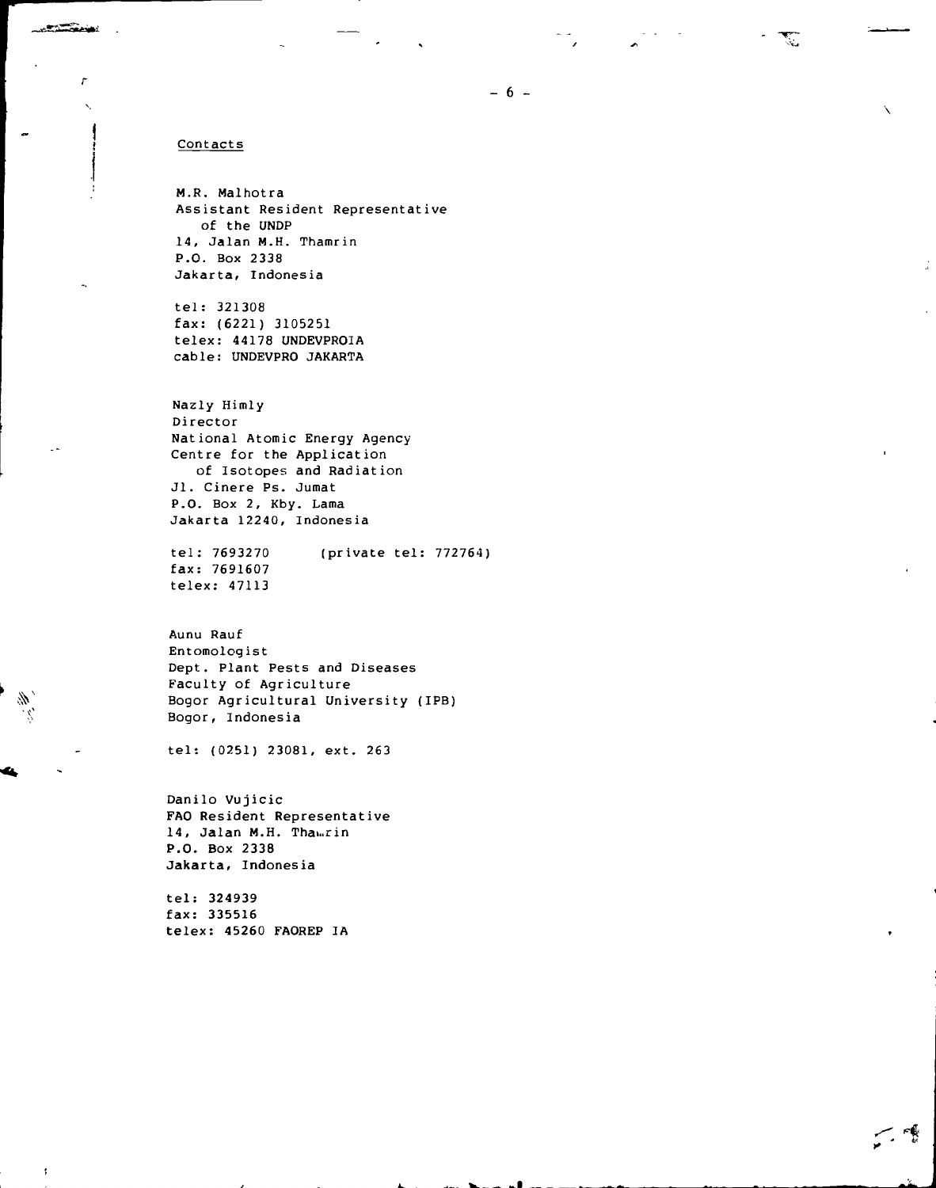## Contacts

M.R. Malhotra
Assistant Resident Representative
of the UNDP
14, Jalan M.H. Thamrin
P.O. Box 2338
Jakarta, Indonesia

tel: 321308
fax: (6221) 3105251
telex: 44178 UNDEVPROIA
cable: UNDEVPRO JAKARTA

Nazly Himly
Director
National Atomic Energy Agency
Centre for the Application
of Isotopes and Radiation
Jl. Cinere Ps. Jumat
P.O. Box 2, Kby. Lama
Jakarta 12240, Indonesia

tel: 7693270 (private tel: 772764)
fax: 7691607
telex: 47113

Aunu Rauf
Entomologist
Dept. Plant Pests and Diseases
Faculty of Agriculture
Bogor Agricultural University (IPB)
Bogor, Indonesia

tel: (0251) 23081, ext. 263

Danilo Vujicic
FAO Resident Representative
14, Jalan M.H. Thamrin
P.O. Box 2338
Jakarta, Indonesia

tel: 324939
fax: 335516
telex: 45260 FAOREP IA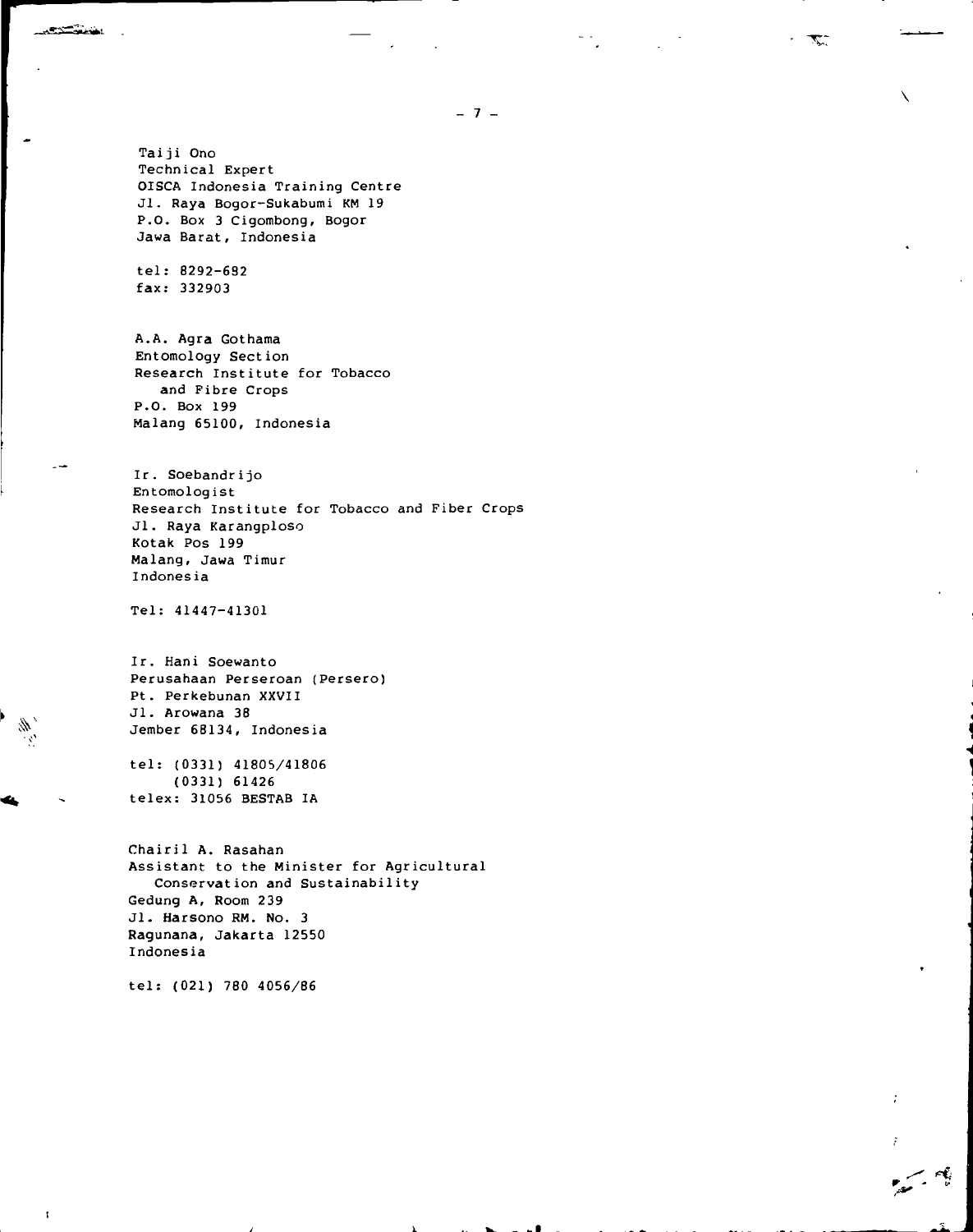Taiji Ono
Technical Expert
OISCA Indonesia Training Centre
Jl. Raya Bogor-Sukabumi KM 19
P.O. Box 3 Cigombong, Bogor
Jawa Barat, Indonesia

tel: 8292-682
fax: 332903

A.A. Agra Gothama
Entomology Section
Research Institute for Tobacco
and Fibre Crops
P.O. Box 199
Malang 65100, Indonesia

Ir. Soebandrijo
Entomologist
Research Institute for Tobacco and Fiber Crops
Jl. Raya Karangploso
Kotak Pos 199
Malang, Jawa Timur
Indonesia

Tel: 41447-41301

Ir. Hani Soewanto
Perusahaan Perseroan (Persero)
Pt. Perkebunan XXVII
Jl. Arowana 38
Jember 68134, Indonesia

tel: (0331) 41805/41806
(0331) 61426
telex: 31056 BESTAB IA

Chairil A. Rasahan
Assistant to the Minister for Agricultural
Conservation and Sustainability
Gedung A, Room 239
Jl. Harsono RM. No. 3
Ragunana, Jakarta 12550
Indonesia

tel: (021) 780 4056/86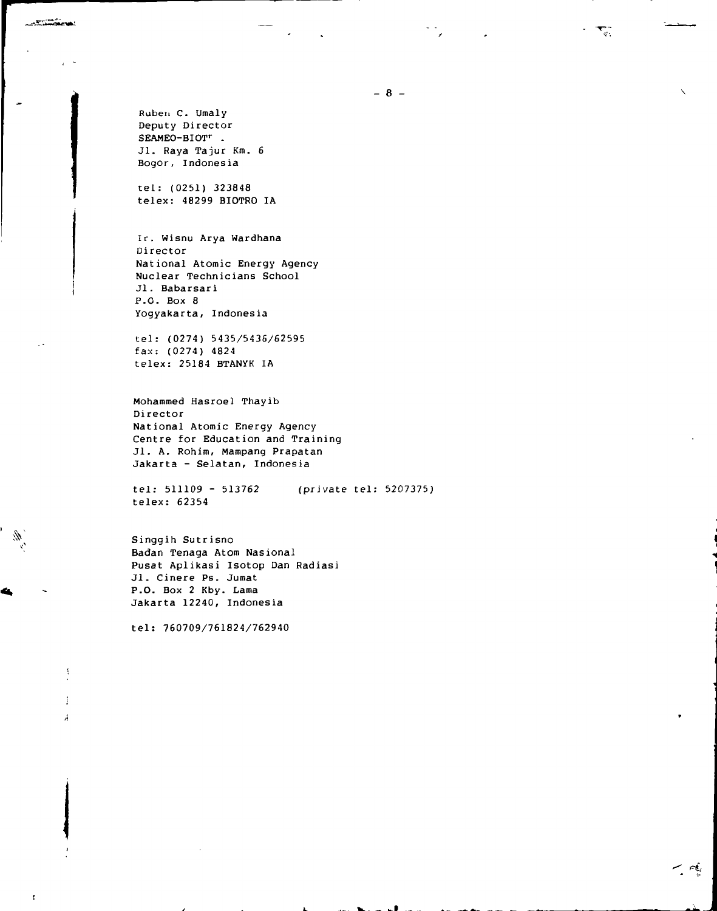Ruben C. Umaly
Deputy Director
SEAMEO-BIOTr .
Jl. Raya Tajur Km. 6
Bogor, Indonesia

tel: (0251) 323848
telex: 48299 BIOTRO IA

Ir. Wisnu Arya Wardhana
Director
National Atomic Energy Agency
Nuclear Technicians School
Jl. Babarsari
P.O. Box 8
Yogyakarta, Indonesia

tel: (0274) 5435/5436/62595
fax: (0274) 4824
telex: 25184 BTANYK IA

Mohammed Hasroel Thayib
Director
National Atomic Energy Agency
Centre for Education and Training
Jl. A. Rohim, Mampang Prapatan
Jakarta - Selatan, Indonesia

tel: 511109 - 513762 (private tel: 5207375)
telex: 62354

Singgih Sutrisno
Badan Tenaga Atom Nasional
Pusat Aplikasi Isotop Dan Radiasi
Jl. Cinere Ps. Jumat
P.O. Box 2 Kby. Lama
Jakarta 12240, Indonesia

tel: 760709/761824/762940